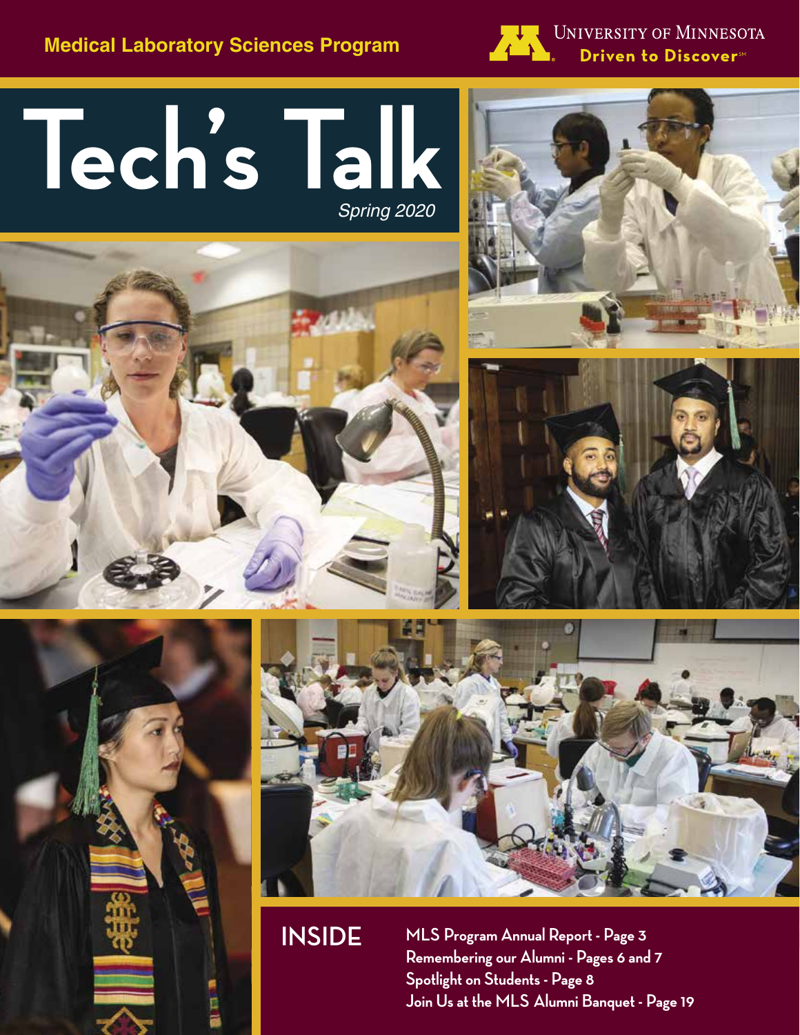Medical Laboratory Sciences Program

University of Minnesota
Driven to Discover℠

# Tech's Talk

*Spring 2020*

## INSIDE

**MLS Program Annual Report - Page 3**
**Remembering our Alumni - Pages 6 and 7**
**Spotlight on Students - Page 8**
**Join Us at the MLS Alumni Banquet - Page 19**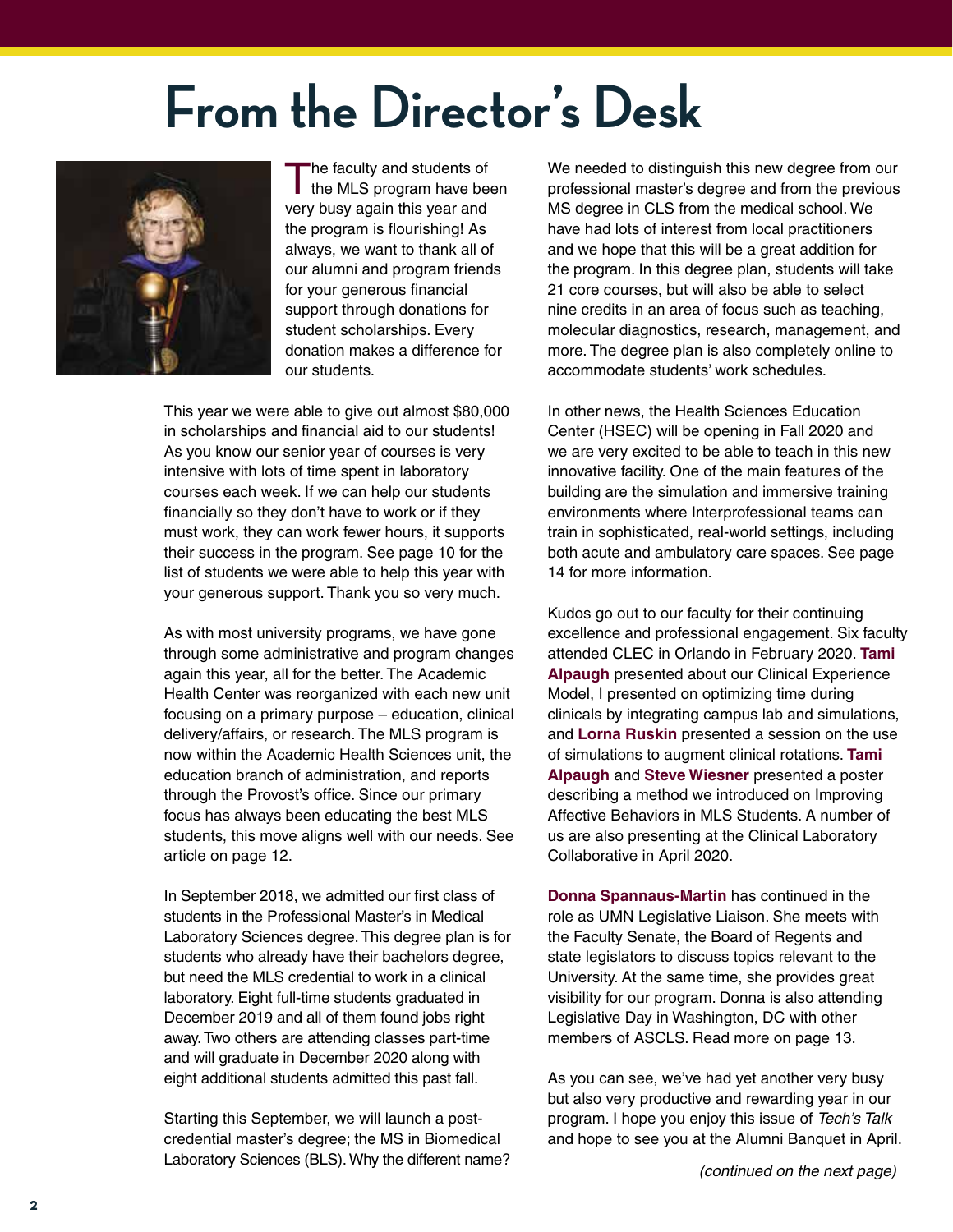# From the Director's Desk

The faculty and students of the MLS program have been very busy again this year and the program is flourishing! As always, we want to thank all of our alumni and program friends for your generous financial support through donations for student scholarships. Every donation makes a difference for our students.

This year we were able to give out almost $80,000 in scholarships and financial aid to our students! As you know our senior year of courses is very intensive with lots of time spent in laboratory courses each week. If we can help our students financially so they don't have to work or if they must work, they can work fewer hours, it supports their success in the program. See page 10 for the list of students we were able to help this year with your generous support. Thank you so very much.

As with most university programs, we have gone through some administrative and program changes again this year, all for the better. The Academic Health Center was reorganized with each new unit focusing on a primary purpose – education, clinical delivery/affairs, or research. The MLS program is now within the Academic Health Sciences unit, the education branch of administration, and reports through the Provost's office. Since our primary focus has always been educating the best MLS students, this move aligns well with our needs. See article on page 12.

In September 2018, we admitted our first class of students in the Professional Master's in Medical Laboratory Sciences degree. This degree plan is for students who already have their bachelors degree, but need the MLS credential to work in a clinical laboratory. Eight full-time students graduated in December 2019 and all of them found jobs right away. Two others are attending classes part-time and will graduate in December 2020 along with eight additional students admitted this past fall.

Starting this September, we will launch a post-credential master's degree; the MS in Biomedical Laboratory Sciences (BLS). Why the different name? We needed to distinguish this new degree from our professional master's degree and from the previous MS degree in CLS from the medical school. We have had lots of interest from local practitioners and we hope that this will be a great addition for the program. In this degree plan, students will take 21 core courses, but will also be able to select nine credits in an area of focus such as teaching, molecular diagnostics, research, management, and more. The degree plan is also completely online to accommodate students' work schedules.

In other news, the Health Sciences Education Center (HSEC) will be opening in Fall 2020 and we are very excited to be able to teach in this new innovative facility. One of the main features of the building are the simulation and immersive training environments where Interprofessional teams can train in sophisticated, real-world settings, including both acute and ambulatory care spaces. See page 14 for more information.

Kudos go out to our faculty for their continuing excellence and professional engagement. Six faculty attended CLEC in Orlando in February 2020. **Tami Alpaugh** presented about our Clinical Experience Model, I presented on optimizing time during clinicals by integrating campus lab and simulations, and **Lorna Ruskin** presented a session on the use of simulations to augment clinical rotations. **Tami Alpaugh** and **Steve Wiesner** presented a poster describing a method we introduced on Improving Affective Behaviors in MLS Students. A number of us are also presenting at the Clinical Laboratory Collaborative in April 2020.

**Donna Spannaus-Martin** has continued in the role as UMN Legislative Liaison. She meets with the Faculty Senate, the Board of Regents and state legislators to discuss topics relevant to the University. At the same time, she provides great visibility for our program. Donna is also attending Legislative Day in Washington, DC with other members of ASCLS. Read more on page 13.

As you can see, we've had yet another very busy but also very productive and rewarding year in our program. I hope you enjoy this issue of *Tech's Talk* and hope to see you at the Alumni Banquet in April.

*(continued on the next page)*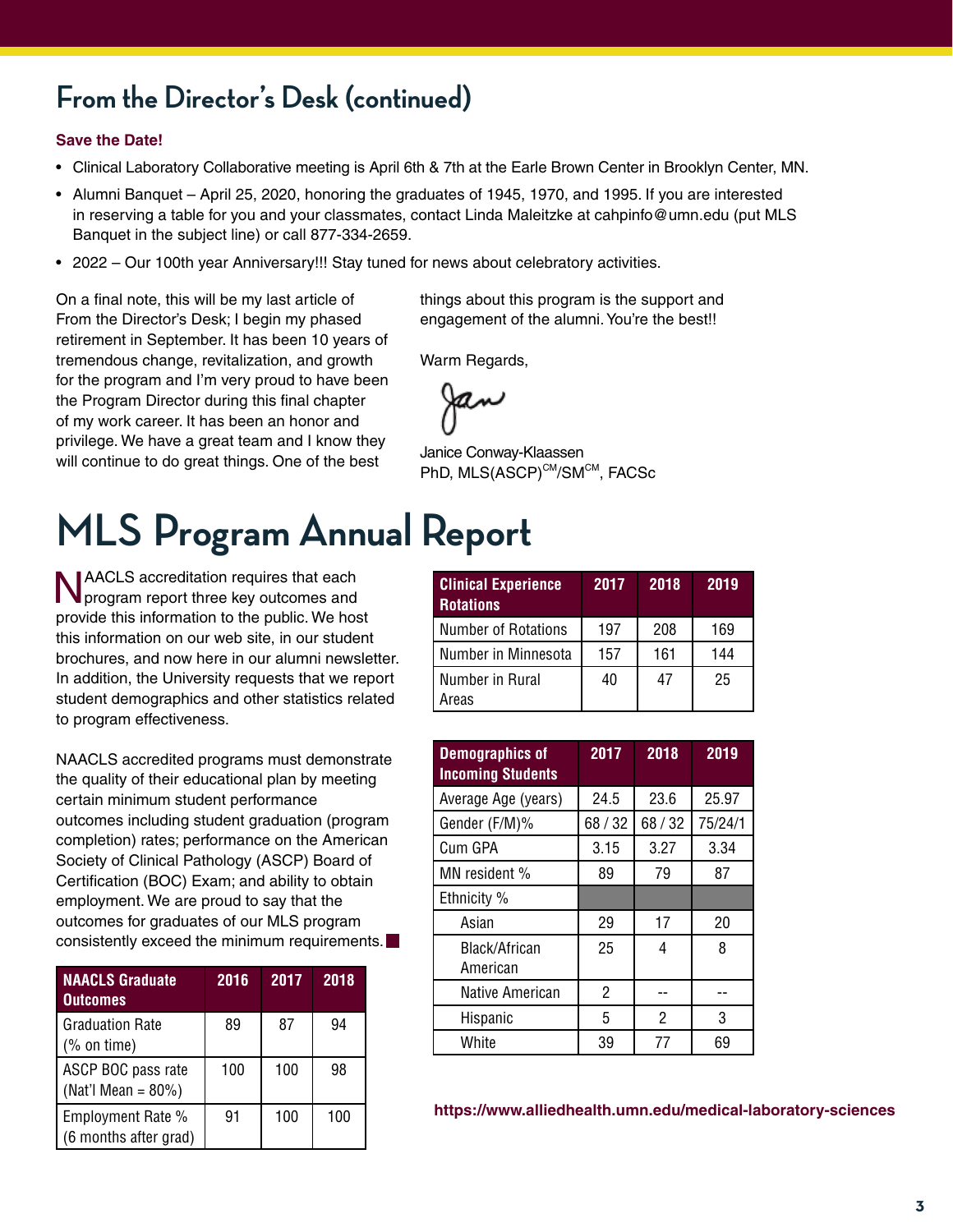## From the Director's Desk (continued)

**Save the Date!**

- Clinical Laboratory Collaborative meeting is April 6th & 7th at the Earle Brown Center in Brooklyn Center, MN.
- Alumni Banquet – April 25, 2020, honoring the graduates of 1945, 1970, and 1995. If you are interested in reserving a table for you and your classmates, contact Linda Maleitzke at cahpinfo@umn.edu (put MLS Banquet in the subject line) or call 877-334-2659.
- 2022 – Our 100th year Anniversary!!! Stay tuned for news about celebratory activities.

On a final note, this will be my last article of From the Director's Desk; I begin my phased retirement in September. It has been 10 years of tremendous change, revitalization, and growth for the program and I'm very proud to have been the Program Director during this final chapter of my work career. It has been an honor and privilege. We have a great team and I know they will continue to do great things. One of the best things about this program is the support and engagement of the alumni. You're the best!!

Warm Regards,

Jan

Janice Conway-Klaassen
PhD, MLS(ASCP)$^{CM}$/SM$^{CM}$, FACSc

# MLS Program Annual Report

NAACLS accreditation requires that each program report three key outcomes and provide this information to the public. We host this information on our web site, in our student brochures, and now here in our alumni newsletter. In addition, the University requests that we report student demographics and other statistics related to program effectiveness.

NAACLS accredited programs must demonstrate the quality of their educational plan by meeting certain minimum student performance outcomes including student graduation (program completion) rates; performance on the American Society of Clinical Pathology (ASCP) Board of Certification (BOC) Exam; and ability to obtain employment. We are proud to say that the outcomes for graduates of our MLS program consistently exceed the minimum requirements.

| NAACLS Graduate Outcomes | 2016 | 2017 | 2018 |
|---|---|---|---|
| Graduation Rate (% on time) | 89 | 87 | 94 |
| ASCP BOC pass rate (Nat'l Mean = 80%) | 100 | 100 | 98 |
| Employment Rate % (6 months after grad) | 91 | 100 | 100 |

| Clinical Experience Rotations | 2017 | 2018 | 2019 |
|---|---|---|---|
| Number of Rotations | 197 | 208 | 169 |
| Number in Minnesota | 157 | 161 | 144 |
| Number in Rural Areas | 40 | 47 | 25 |

| Demographics of Incoming Students | 2017 | 2018 | 2019 |
|---|---|---|---|
| Average Age (years) | 24.5 | 23.6 | 25.97 |
| Gender (F/M)% | 68 / 32 | 68 / 32 | 75/24/1 |
| Cum GPA | 3.15 | 3.27 | 3.34 |
| MN resident % | 89 | 79 | 87 |
| Ethnicity % | | | |
| Asian | 29 | 17 | 20 |
| Black/African American | 25 | 4 | 8 |
| Native American | 2 | -- | -- |
| Hispanic | 5 | 2 | 3 |
| White | 39 | 77 | 69 |

**https://www.alliedhealth.umn.edu/medical-laboratory-sciences**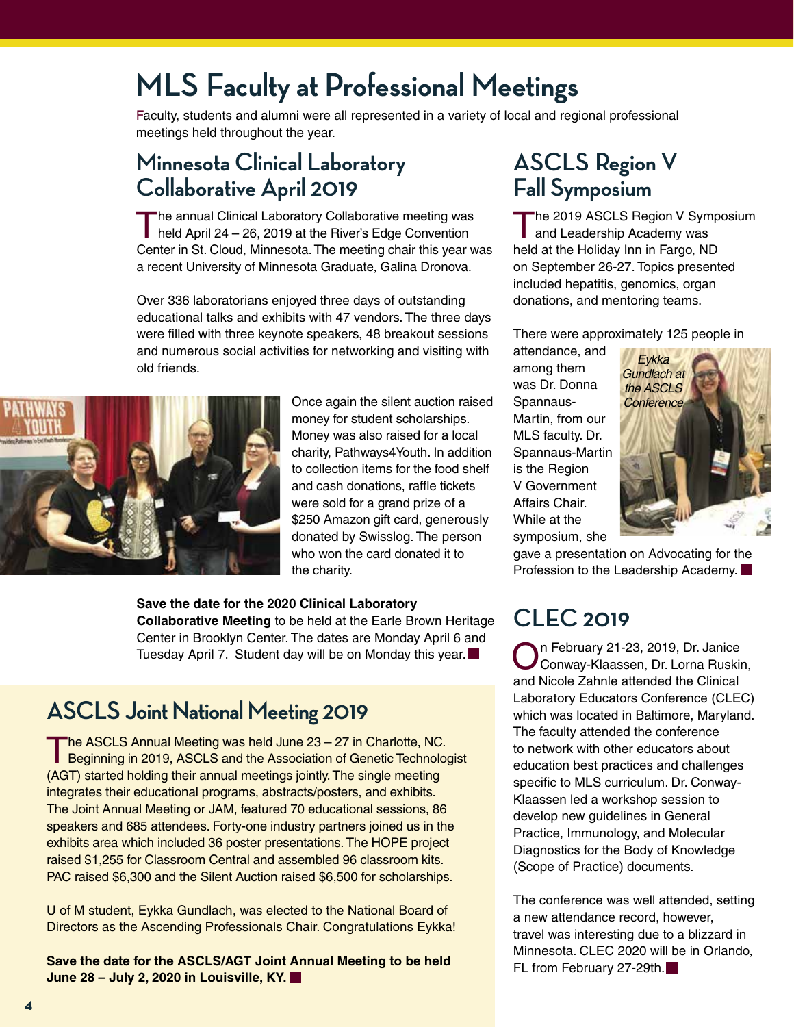# MLS Faculty at Professional Meetings

Faculty, students and alumni were all represented in a variety of local and regional professional meetings held throughout the year.

## Minnesota Clinical Laboratory Collaborative April 2019

The annual Clinical Laboratory Collaborative meeting was held April 24 – 26, 2019 at the River's Edge Convention Center in St. Cloud, Minnesota. The meeting chair this year was a recent University of Minnesota Graduate, Galina Dronova.

Over 336 laboratorians enjoyed three days of outstanding educational talks and exhibits with 47 vendors. The three days were filled with three keynote speakers, 48 breakout sessions and numerous social activities for networking and visiting with old friends.

Once again the silent auction raised money for student scholarships. Money was also raised for a local charity, Pathways4Youth. In addition to collection items for the food shelf and cash donations, raffle tickets were sold for a grand prize of a $250 Amazon gift card, generously donated by Swisslog. The person who won the card donated it to the charity.

**Save the date for the 2020 Clinical Laboratory Collaborative Meeting** to be held at the Earle Brown Heritage Center in Brooklyn Center. The dates are Monday April 6 and Tuesday April 7. Student day will be on Monday this year.

## ASCLS Joint National Meeting 2019

The ASCLS Annual Meeting was held June 23 – 27 in Charlotte, NC. Beginning in 2019, ASCLS and the Association of Genetic Technologist (AGT) started holding their annual meetings jointly. The single meeting integrates their educational programs, abstracts/posters, and exhibits. The Joint Annual Meeting or JAM, featured 70 educational sessions, 86 speakers and 685 attendees. Forty-one industry partners joined us in the exhibits area which included 36 poster presentations. The HOPE project raised $1,255 for Classroom Central and assembled 96 classroom kits. PAC raised $6,300 and the Silent Auction raised $6,500 for scholarships.

U of M student, Eykka Gundlach, was elected to the National Board of Directors as the Ascending Professionals Chair. Congratulations Eykka!

**Save the date for the ASCLS/AGT Joint Annual Meeting to be held June 28 – July 2, 2020 in Louisville, KY.**

## ASCLS Region V Fall Symposium

The 2019 ASCLS Region V Symposium and Leadership Academy was held at the Holiday Inn in Fargo, ND on September 26-27. Topics presented included hepatitis, genomics, organ donations, and mentoring teams.

There were approximately 125 people in attendance, and among them was Dr. Donna Spannaus-Martin, from our MLS faculty. Dr. Spannaus-Martin is the Region V Government Affairs Chair. While at the symposium, she gave a presentation on Advocating for the Profession to the Leadership Academy.

*Eykka Gundlach at the ASCLS Conference*

## CLEC 2019

On February 21-23, 2019, Dr. Janice Conway-Klaassen, Dr. Lorna Ruskin, and Nicole Zahnle attended the Clinical Laboratory Educators Conference (CLEC) which was located in Baltimore, Maryland. The faculty attended the conference to network with other educators about education best practices and challenges specific to MLS curriculum. Dr. Conway-Klaassen led a workshop session to develop new guidelines in General Practice, Immunology, and Molecular Diagnostics for the Body of Knowledge (Scope of Practice) documents.

The conference was well attended, setting a new attendance record, however, travel was interesting due to a blizzard in Minnesota. CLEC 2020 will be in Orlando, FL from February 27-29th.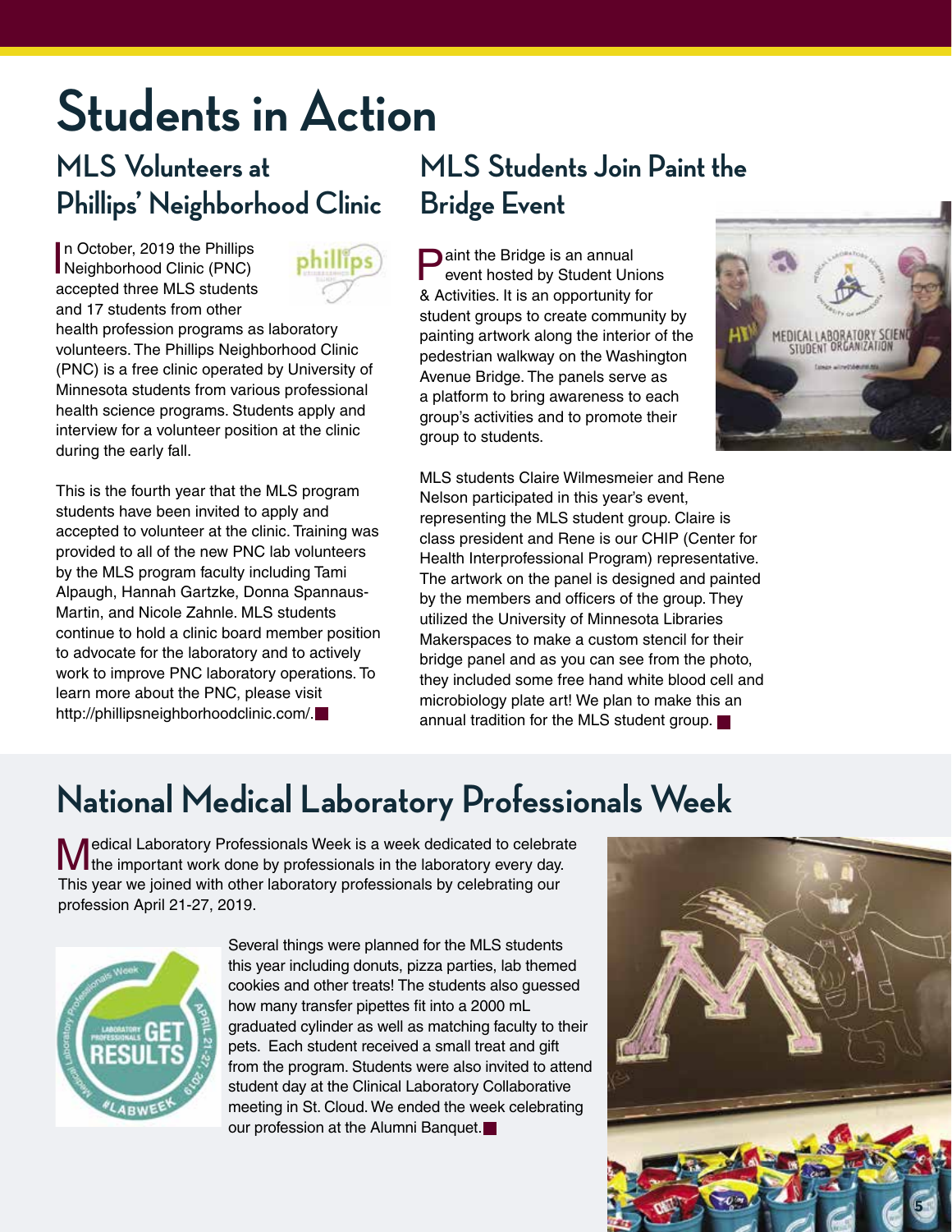# Students in Action

## MLS Volunteers at Phillips' Neighborhood Clinic

In October, 2019 the Phillips Neighborhood Clinic (PNC) accepted three MLS students and 17 students from other health profession programs as laboratory volunteers. The Phillips Neighborhood Clinic (PNC) is a free clinic operated by University of Minnesota students from various professional health science programs. Students apply and interview for a volunteer position at the clinic during the early fall.

This is the fourth year that the MLS program students have been invited to apply and accepted to volunteer at the clinic. Training was provided to all of the new PNC lab volunteers by the MLS program faculty including Tami Alpaugh, Hannah Gartzke, Donna Spannaus-Martin, and Nicole Zahnle. MLS students continue to hold a clinic board member position to advocate for the laboratory and to actively work to improve PNC laboratory operations. To learn more about the PNC, please visit http://phillipsneighborhoodclinic.com/.

## MLS Students Join Paint the Bridge Event

Paint the Bridge is an annual event hosted by Student Unions & Activities. It is an opportunity for student groups to create community by painting artwork along the interior of the pedestrian walkway on the Washington Avenue Bridge. The panels serve as a platform to bring awareness to each group's activities and to promote their group to students.

MLS students Claire Wilmesmeier and Rene Nelson participated in this year's event, representing the MLS student group. Claire is class president and Rene is our CHIP (Center for Health Interprofessional Program) representative. The artwork on the panel is designed and painted by the members and officers of the group. They utilized the University of Minnesota Libraries Makerspaces to make a custom stencil for their bridge panel and as you can see from the photo, they included some free hand white blood cell and microbiology plate art! We plan to make this an annual tradition for the MLS student group.

# National Medical Laboratory Professionals Week

Medical Laboratory Professionals Week is a week dedicated to celebrate the important work done by professionals in the laboratory every day. This year we joined with other laboratory professionals by celebrating our profession April 21-27, 2019.

Several things were planned for the MLS students this year including donuts, pizza parties, lab themed cookies and other treats! The students also guessed how many transfer pipettes fit into a 2000 mL graduated cylinder as well as matching faculty to their pets. Each student received a small treat and gift from the program. Students were also invited to attend student day at the Clinical Laboratory Collaborative meeting in St. Cloud. We ended the week celebrating our profession at the Alumni Banquet.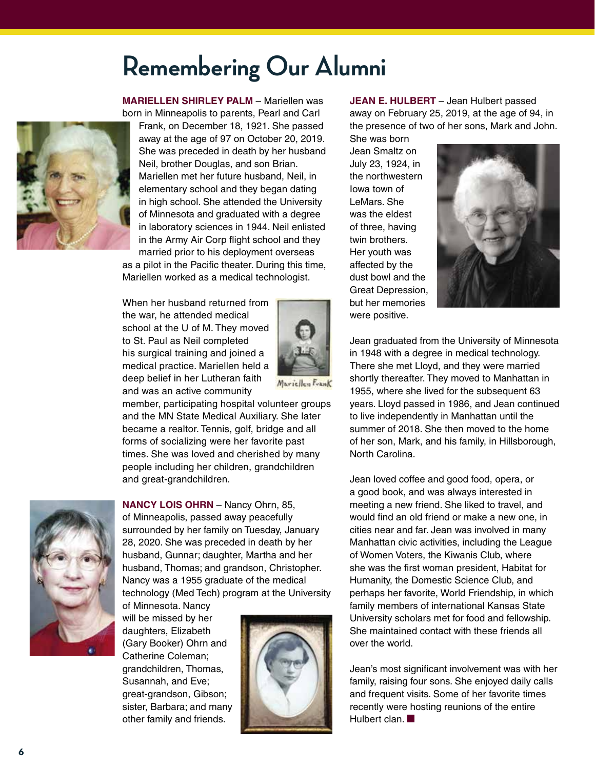# Remembering Our Alumni

**MARIELLEN SHIRLEY PALM** – Mariellen was born in Minneapolis to parents, Pearl and Carl Frank, on December 18, 1921. She passed away at the age of 97 on October 20, 2019. She was preceded in death by her husband Neil, brother Douglas, and son Brian. Mariellen met her future husband, Neil, in elementary school and they began dating in high school. She attended the University of Minnesota and graduated with a degree in laboratory sciences in 1944. Neil enlisted in the Army Air Corp flight school and they married prior to his deployment overseas as a pilot in the Pacific theater. During this time, Mariellen worked as a medical technologist.

Mariellen Frank

When her husband returned from the war, he attended medical school at the U of M. They moved to St. Paul as Neil completed his surgical training and joined a medical practice. Mariellen held a deep belief in her Lutheran faith and was an active community member, participating hospital volunteer groups and the MN State Medical Auxiliary. She later became a realtor. Tennis, golf, bridge and all forms of socializing were her favorite past times. She was loved and cherished by many people including her children, grandchildren and great-grandchildren.

**NANCY LOIS OHRN** – Nancy Ohrn, 85, of Minneapolis, passed away peacefully surrounded by her family on Tuesday, January 28, 2020. She was preceded in death by her husband, Gunnar; daughter, Martha and her husband, Thomas; and grandson, Christopher. Nancy was a 1955 graduate of the medical technology (Med Tech) program at the University of Minnesota. Nancy will be missed by her daughters, Elizabeth (Gary Booker) Ohrn and Catherine Coleman; grandchildren, Thomas, Susannah, and Eve; great-grandson, Gibson; sister, Barbara; and many other family and friends.

**JEAN E. HULBERT** – Jean Hulbert passed away on February 25, 2019, at the age of 94, in the presence of two of her sons, Mark and John. She was born Jean Smaltz on July 23, 1924, in the northwestern Iowa town of LeMars. She was the eldest of three, having twin brothers. Her youth was affected by the dust bowl and the Great Depression, but her memories were positive.

Jean graduated from the University of Minnesota in 1948 with a degree in medical technology. There she met Lloyd, and they were married shortly thereafter. They moved to Manhattan in 1955, where she lived for the subsequent 63 years. Lloyd passed in 1986, and Jean continued to live independently in Manhattan until the summer of 2018. She then moved to the home of her son, Mark, and his family, in Hillsborough, North Carolina.

Jean loved coffee and good food, opera, or a good book, and was always interested in meeting a new friend. She liked to travel, and would find an old friend or make a new one, in cities near and far. Jean was involved in many Manhattan civic activities, including the League of Women Voters, the Kiwanis Club, where she was the first woman president, Habitat for Humanity, the Domestic Science Club, and perhaps her favorite, World Friendship, in which family members of international Kansas State University scholars met for food and fellowship. She maintained contact with these friends all over the world.

Jean's most significant involvement was with her family, raising four sons. She enjoyed daily calls and frequent visits. Some of her favorite times recently were hosting reunions of the entire Hulbert clan.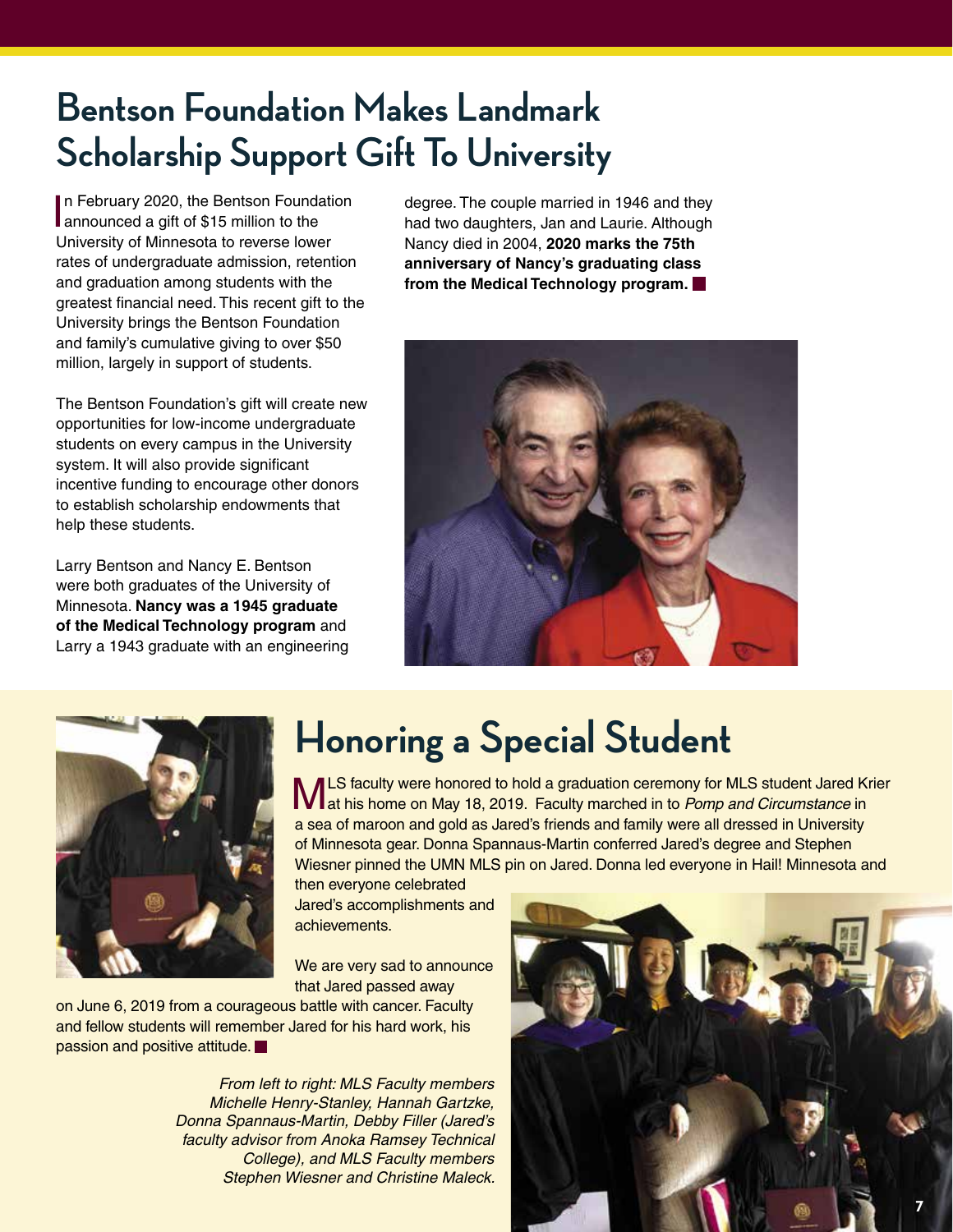# Bentson Foundation Makes Landmark Scholarship Support Gift To University

In February 2020, the Bentson Foundation announced a gift of $15 million to the University of Minnesota to reverse lower rates of undergraduate admission, retention and graduation among students with the greatest financial need. This recent gift to the University brings the Bentson Foundation and family's cumulative giving to over $50 million, largely in support of students.

The Bentson Foundation's gift will create new opportunities for low-income undergraduate students on every campus in the University system. It will also provide significant incentive funding to encourage other donors to establish scholarship endowments that help these students.

Larry Bentson and Nancy E. Bentson were both graduates of the University of Minnesota. **Nancy was a 1945 graduate of the Medical Technology program** and Larry a 1943 graduate with an engineering degree. The couple married in 1946 and they had two daughters, Jan and Laurie. Although Nancy died in 2004, **2020 marks the 75th anniversary of Nancy's graduating class from the Medical Technology program.**

# Honoring a Special Student

MLS faculty were honored to hold a graduation ceremony for MLS student Jared Krier at his home on May 18, 2019. Faculty marched in to *Pomp and Circumstance* in a sea of maroon and gold as Jared's friends and family were all dressed in University of Minnesota gear. Donna Spannaus-Martin conferred Jared's degree and Stephen Wiesner pinned the UMN MLS pin on Jared. Donna led everyone in Hail! Minnesota and then everyone celebrated Jared's accomplishments and achievements.

We are very sad to announce that Jared passed away on June 6, 2019 from a courageous battle with cancer. Faculty and fellow students will remember Jared for his hard work, his passion and positive attitude.

*From left to right: MLS Faculty members Michelle Henry-Stanley, Hannah Gartzke, Donna Spannaus-Martin, Debby Filler (Jared's faculty advisor from Anoka Ramsey Technical College), and MLS Faculty members Stephen Wiesner and Christine Maleck.*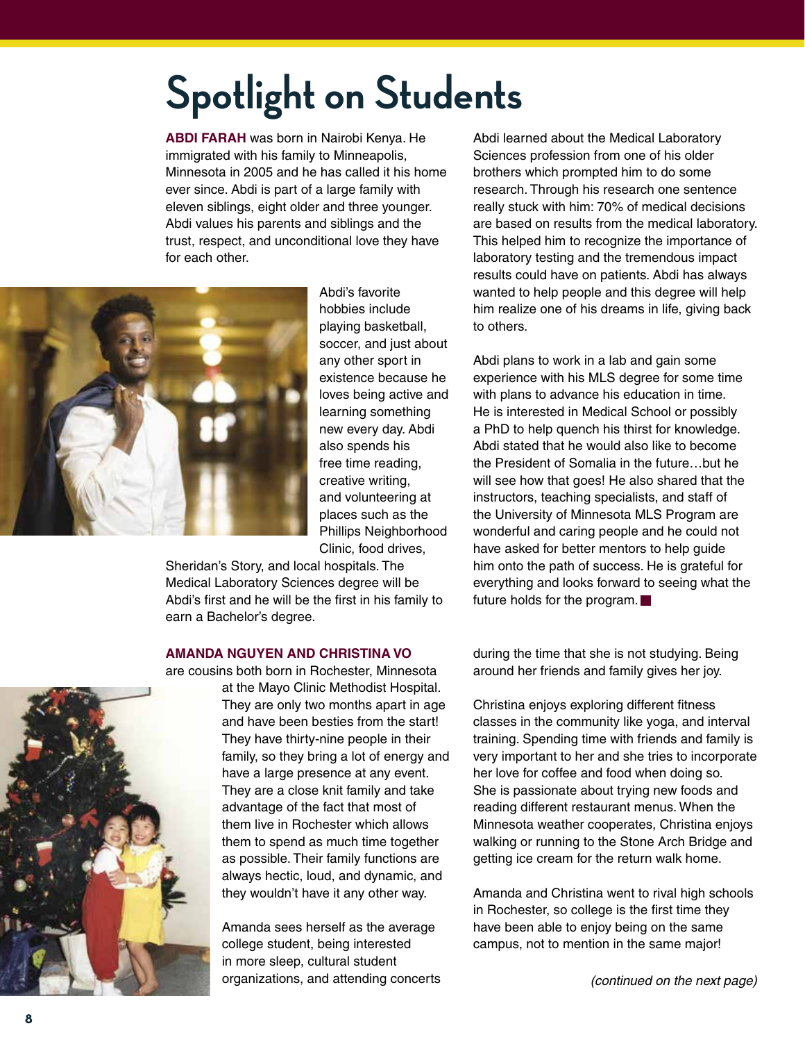# Spotlight on Students

**ABDI FARAH** was born in Nairobi Kenya. He immigrated with his family to Minneapolis, Minnesota in 2005 and he has called it his home ever since. Abdi is part of a large family with eleven siblings, eight older and three younger. Abdi values his parents and siblings and the trust, respect, and unconditional love they have for each other.

Abdi's favorite hobbies include playing basketball, soccer, and just about any other sport in existence because he loves being active and learning something new every day. Abdi also spends his free time reading, creative writing, and volunteering at places such as the Phillips Neighborhood Clinic, food drives, Sheridan's Story, and local hospitals. The Medical Laboratory Sciences degree will be Abdi's first and he will be the first in his family to earn a Bachelor's degree.

Abdi learned about the Medical Laboratory Sciences profession from one of his older brothers which prompted him to do some research. Through his research one sentence really stuck with him: 70% of medical decisions are based on results from the medical laboratory. This helped him to recognize the importance of laboratory testing and the tremendous impact results could have on patients. Abdi has always wanted to help people and this degree will help him realize one of his dreams in life, giving back to others.

Abdi plans to work in a lab and gain some experience with his MLS degree for some time with plans to advance his education in time. He is interested in Medical School or possibly a PhD to help quench his thirst for knowledge. Abdi stated that he would also like to become the President of Somalia in the future…but he will see how that goes! He also shared that the instructors, teaching specialists, and staff of the University of Minnesota MLS Program are wonderful and caring people and he could not have asked for better mentors to help guide him onto the path of success. He is grateful for everything and looks forward to seeing what the future holds for the program. ■

**AMANDA NGUYEN AND CHRISTINA VO** are cousins both born in Rochester, Minnesota at the Mayo Clinic Methodist Hospital. They are only two months apart in age and have been besties from the start! They have thirty-nine people in their family, so they bring a lot of energy and have a large presence at any event. They are a close knit family and take advantage of the fact that most of them live in Rochester which allows them to spend as much time together as possible. Their family functions are always hectic, loud, and dynamic, and they wouldn't have it any other way.

Amanda sees herself as the average college student, being interested in more sleep, cultural student organizations, and attending concerts during the time that she is not studying. Being around her friends and family gives her joy.

Christina enjoys exploring different fitness classes in the community like yoga, and interval training. Spending time with friends and family is very important to her and she tries to incorporate her love for coffee and food when doing so. She is passionate about trying new foods and reading different restaurant menus. When the Minnesota weather cooperates, Christina enjoys walking or running to the Stone Arch Bridge and getting ice cream for the return walk home.

Amanda and Christina went to rival high schools in Rochester, so college is the first time they have been able to enjoy being on the same campus, not to mention in the same major!

*(continued on the next page)*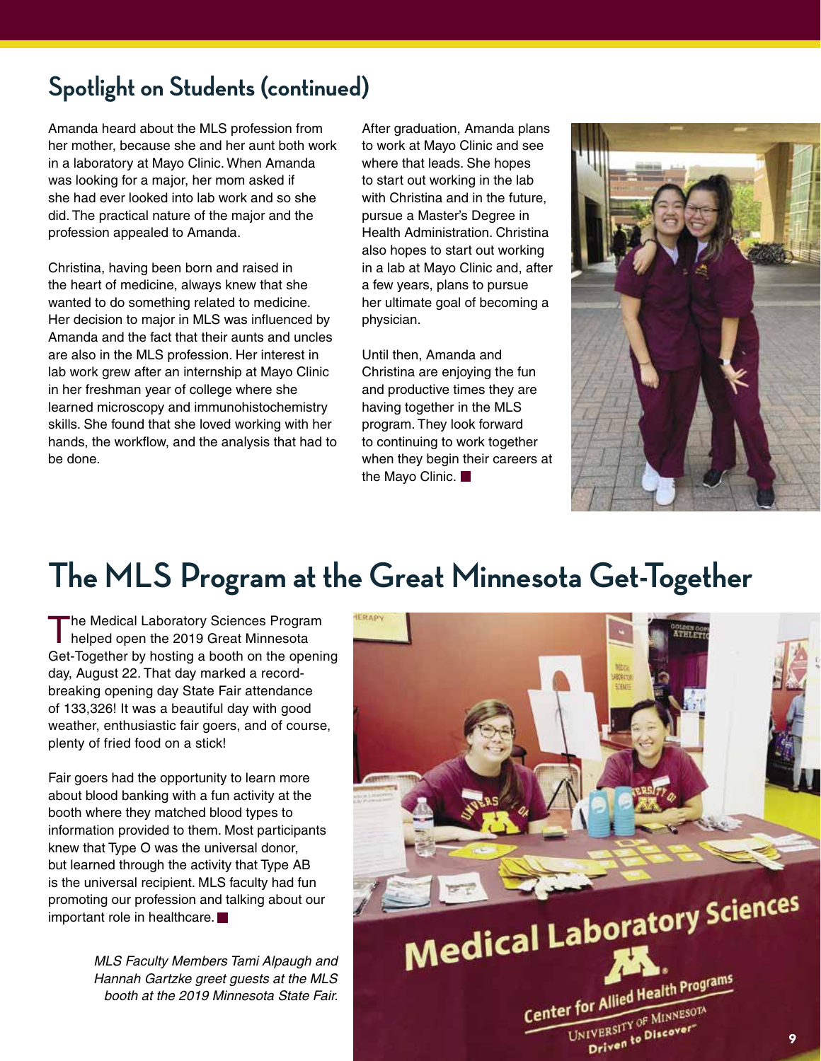## Spotlight on Students (continued)

Amanda heard about the MLS profession from her mother, because she and her aunt both work in a laboratory at Mayo Clinic. When Amanda was looking for a major, her mom asked if she had ever looked into lab work and so she did. The practical nature of the major and the profession appealed to Amanda.

Christina, having been born and raised in the heart of medicine, always knew that she wanted to do something related to medicine. Her decision to major in MLS was influenced by Amanda and the fact that their aunts and uncles are also in the MLS profession. Her interest in lab work grew after an internship at Mayo Clinic in her freshman year of college where she learned microscopy and immunohistochemistry skills. She found that she loved working with her hands, the workflow, and the analysis that had to be done.

After graduation, Amanda plans to work at Mayo Clinic and see where that leads. She hopes to start out working in the lab with Christina and in the future, pursue a Master's Degree in Health Administration. Christina also hopes to start out working in a lab at Mayo Clinic and, after a few years, plans to pursue her ultimate goal of becoming a physician.

Until then, Amanda and Christina are enjoying the fun and productive times they are having together in the MLS program. They look forward to continuing to work together when they begin their careers at the Mayo Clinic. ■

# The MLS Program at the Great Minnesota Get-Together

The Medical Laboratory Sciences Program helped open the 2019 Great Minnesota Get-Together by hosting a booth on the opening day, August 22. That day marked a record-breaking opening day State Fair attendance of 133,326! It was a beautiful day with good weather, enthusiastic fair goers, and of course, plenty of fried food on a stick!

Fair goers had the opportunity to learn more about blood banking with a fun activity at the booth where they matched blood types to information provided to them. Most participants knew that Type O was the universal donor, but learned through the activity that Type AB is the universal recipient. MLS faculty had fun promoting our profession and talking about our important role in healthcare. ■

*MLS Faculty Members Tami Alpaugh and Hannah Gartzke greet guests at the MLS booth at the 2019 Minnesota State Fair.*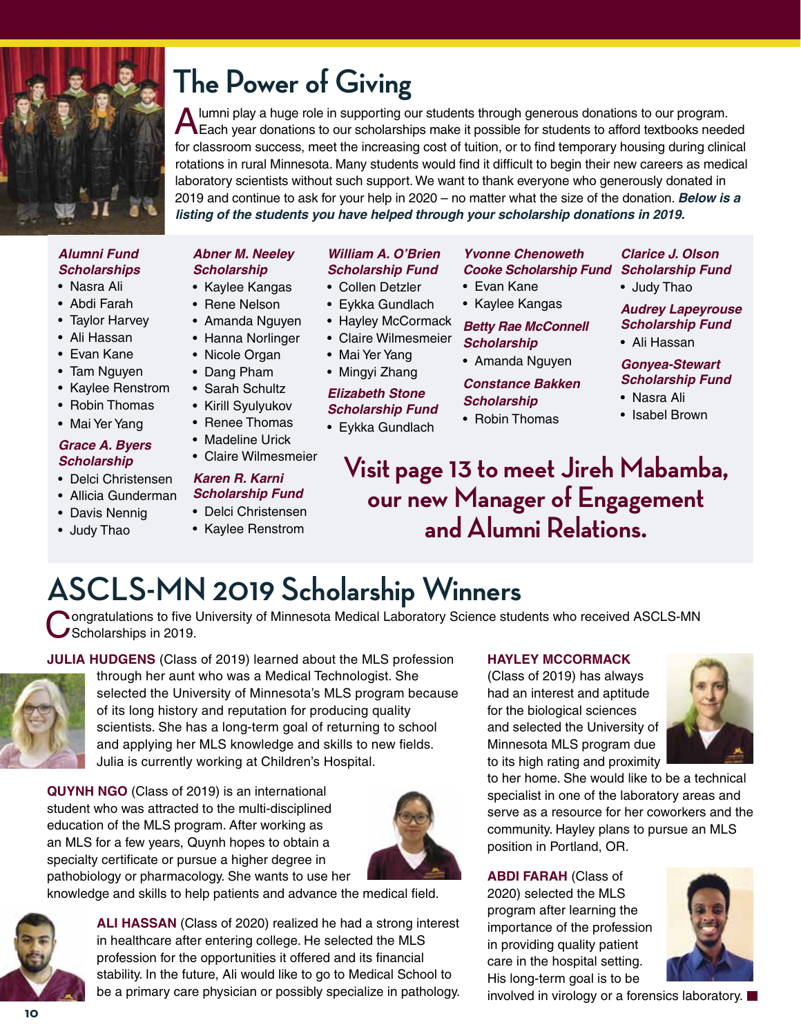# The Power of Giving

Alumni play a huge role in supporting our students through generous donations to our program. Each year donations to our scholarships make it possible for students to afford textbooks needed for classroom success, meet the increasing cost of tuition, or to find temporary housing during clinical rotations in rural Minnesota. Many students would find it difficult to begin their new careers as medical laboratory scientists without such support. We want to thank everyone who generously donated in 2019 and continue to ask for your help in 2020 – no matter what the size of the donation. ***Below is a listing of the students you have helped through your scholarship donations in 2019.***

***Alumni Fund Scholarships***
- Nasra Ali
- Abdi Farah
- Taylor Harvey
- Ali Hassan
- Evan Kane
- Tam Nguyen
- Kaylee Renstrom
- Robin Thomas
- Mai Yer Yang

***Grace A. Byers Scholarship***
- Delci Christensen
- Allicia Gunderman
- Davis Nennig
- Judy Thao

***Abner M. Neeley Scholarship***
- Kaylee Kangas
- Rene Nelson
- Amanda Nguyen
- Hanna Norlinger
- Nicole Organ
- Dang Pham
- Sarah Schultz
- Kirill Syulyukov
- Renee Thomas
- Madeline Urick
- Claire Wilmesmeier

***Karen R. Karni Scholarship Fund***
- Delci Christensen
- Kaylee Renstrom

***William A. O'Brien Scholarship Fund***
- Collen Detzler
- Eykka Gundlach
- Hayley McCormack
- Claire Wilmesmeier
- Mai Yer Yang
- Mingyi Zhang

***Elizabeth Stone Scholarship Fund***
- Eykka Gundlach

***Yvonne Chenoweth Cooke Scholarship Fund***
- Evan Kane
- Kaylee Kangas

***Betty Rae McConnell Scholarship***
- Amanda Nguyen

***Constance Bakken Scholarship***
- Robin Thomas

***Clarice J. Olson Scholarship Fund***
- Judy Thao

***Audrey Lapeyrouse Scholarship Fund***
- Ali Hassan

***Gonyea-Stewart Scholarship Fund***
- Nasra Ali
- Isabel Brown

**Visit page 13 to meet Jireh Mabamba, our new Manager of Engagement and Alumni Relations.**

# ASCLS-MN 2019 Scholarship Winners

Congratulations to five University of Minnesota Medical Laboratory Science students who received ASCLS-MN Scholarships in 2019.

**JULIA HUDGENS** (Class of 2019) learned about the MLS profession through her aunt who was a Medical Technologist. She selected the University of Minnesota's MLS program because of its long history and reputation for producing quality scientists. She has a long-term goal of returning to school and applying her MLS knowledge and skills to new fields. Julia is currently working at Children's Hospital.

**QUYNH NGO** (Class of 2019) is an international student who was attracted to the multi-disciplined education of the MLS program. After working as an MLS for a few years, Quynh hopes to obtain a specialty certificate or pursue a higher degree in pathobiology or pharmacology. She wants to use her knowledge and skills to help patients and advance the medical field.

**ALI HASSAN** (Class of 2020) realized he had a strong interest in healthcare after entering college. He selected the MLS profession for the opportunities it offered and its financial stability. In the future, Ali would like to go to Medical School to be a primary care physician or possibly specialize in pathology.

**HAYLEY MCCORMACK** (Class of 2019) has always had an interest and aptitude for the biological sciences and selected the University of Minnesota MLS program due to its high rating and proximity to her home. She would like to be a technical specialist in one of the laboratory areas and serve as a resource for her coworkers and the community. Hayley plans to pursue an MLS position in Portland, OR.

**ABDI FARAH** (Class of 2020) selected the MLS program after learning the importance of the profession in providing quality patient care in the hospital setting. His long-term goal is to be involved in virology or a forensics laboratory.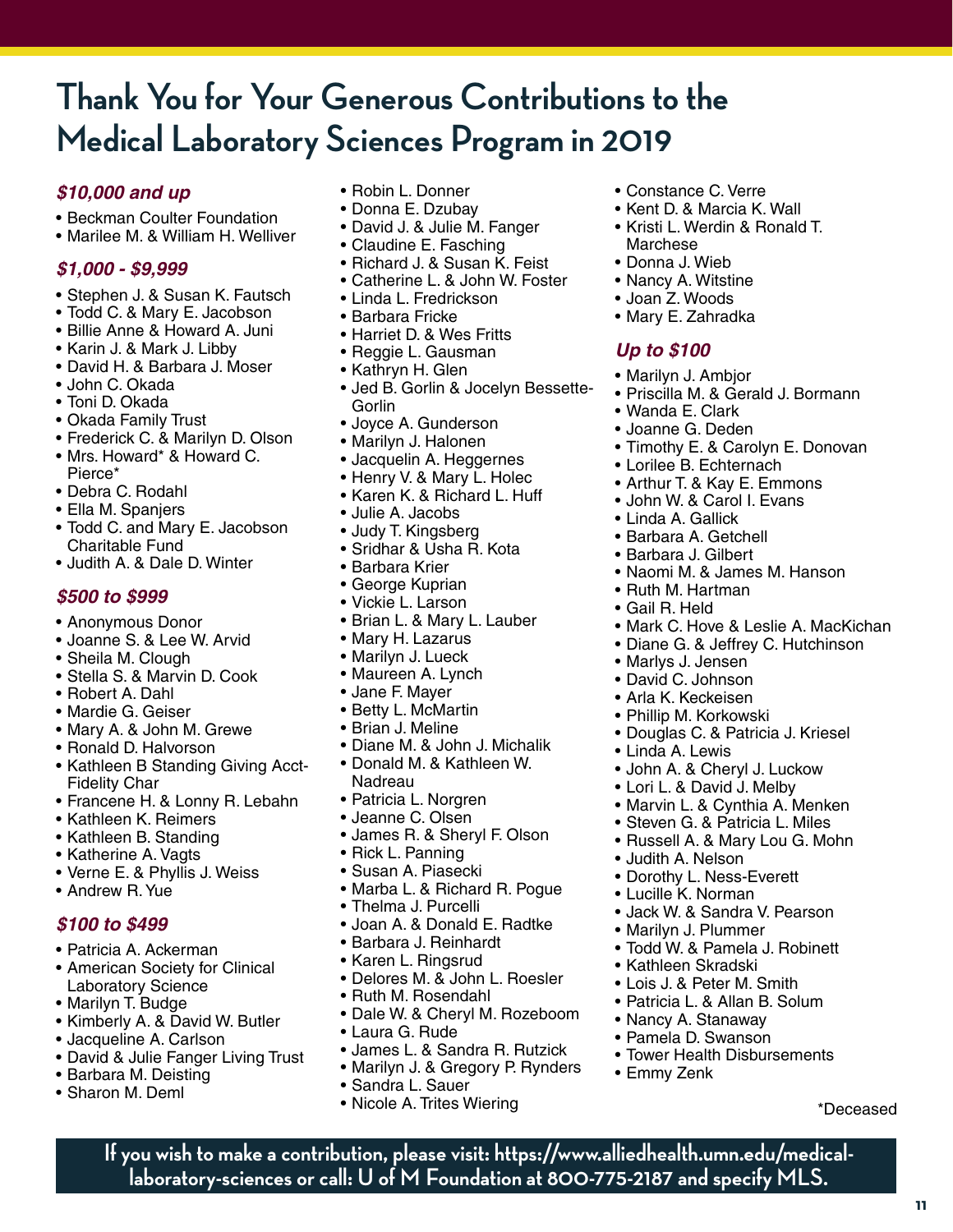# Thank You for Your Generous Contributions to the Medical Laboratory Sciences Program in 2019

### *$10,000 and up*

- Beckman Coulter Foundation
- Marilee M. & William H. Welliver

### *$1,000 - $9,999*

- Stephen J. & Susan K. Fautsch
- Todd C. & Mary E. Jacobson
- Billie Anne & Howard A. Juni
- Karin J. & Mark J. Libby
- David H. & Barbara J. Moser
- John C. Okada
- Toni D. Okada
- Okada Family Trust
- Frederick C. & Marilyn D. Olson
- Mrs. Howard* & Howard C. Pierce*
- Debra C. Rodahl
- Ella M. Spanjers
- Todd C. and Mary E. Jacobson Charitable Fund
- Judith A. & Dale D. Winter

### *$500 to $999*

- Anonymous Donor
- Joanne S. & Lee W. Arvid
- Sheila M. Clough
- Stella S. & Marvin D. Cook
- Robert A. Dahl
- Mardie G. Geiser
- Mary A. & John M. Grewe
- Ronald D. Halvorson
- Kathleen B Standing Giving Acct-Fidelity Char
- Francene H. & Lonny R. Lebahn
- Kathleen K. Reimers
- Kathleen B. Standing
- Katherine A. Vagts
- Verne E. & Phyllis J. Weiss
- Andrew R. Yue

### *$100 to $499*

- Patricia A. Ackerman
- American Society for Clinical Laboratory Science
- Marilyn T. Budge
- Kimberly A. & David W. Butler
- Jacqueline A. Carlson
- David & Julie Fanger Living Trust
- Barbara M. Deisting
- Sharon M. Deml
- Robin L. Donner
- Donna E. Dzubay
- David J. & Julie M. Fanger
- Claudine E. Fasching
- Richard J. & Susan K. Feist
- Catherine L. & John W. Foster
- Linda L. Fredrickson
- Barbara Fricke
- Harriet D. & Wes Fritts
- Reggie L. Gausman
- Kathryn H. Glen
- Jed B. Gorlin & Jocelyn Bessette-Gorlin
- Joyce A. Gunderson
- Marilyn J. Halonen
- Jacquelin A. Heggernes
- Henry V. & Mary L. Holec
- Karen K. & Richard L. Huff
- Julie A. Jacobs
- Judy T. Kingsberg
- Sridhar & Usha R. Kota
- Barbara Krier
- George Kuprian
- Vickie L. Larson
- Brian L. & Mary L. Lauber
- Mary H. Lazarus
- Marilyn J. Lueck
- Maureen A. Lynch
- Jane F. Mayer
- Betty L. McMartin
- Brian J. Meline
- Diane M. & John J. Michalik
- Donald M. & Kathleen W. Nadreau
- Patricia L. Norgren
- Jeanne C. Olsen
- James R. & Sheryl F. Olson
- Rick L. Panning
- Susan A. Piasecki
- Marba L. & Richard R. Pogue
- Thelma J. Purcelli
- Joan A. & Donald E. Radtke
- Barbara J. Reinhardt
- Karen L. Ringsrud
- Delores M. & John L. Roesler
- Ruth M. Rosendahl
- Dale W. & Cheryl M. Rozeboom
- Laura G. Rude
- James L. & Sandra R. Rutzick
- Marilyn J. & Gregory P. Rynders
- Sandra L. Sauer
- Nicole A. Trites Wiering
- Constance C. Verre
- Kent D. & Marcia K. Wall
- Kristi L. Werdin & Ronald T. Marchese
- Donna J. Wieb
- Nancy A. Witstine
- Joan Z. Woods
- Mary E. Zahradka

### *Up to $100*

- Marilyn J. Ambjor
- Priscilla M. & Gerald J. Bormann
- Wanda E. Clark
- Joanne G. Deden
- Timothy E. & Carolyn E. Donovan
- Lorilee B. Echternach
- Arthur T. & Kay E. Emmons
- John W. & Carol I. Evans
- Linda A. Gallick
- Barbara A. Getchell
- Barbara J. Gilbert
- Naomi M. & James M. Hanson
- Ruth M. Hartman
- Gail R. Held
- Mark C. Hove & Leslie A. MacKichan
- Diane G. & Jeffrey C. Hutchinson
- Marlys J. Jensen
- David C. Johnson
- Arla K. Keckeisen
- Phillip M. Korkowski
- Douglas C. & Patricia J. Kriesel
- Linda A. Lewis
- John A. & Cheryl J. Luckow
- Lori L. & David J. Melby
- Marvin L. & Cynthia A. Menken
- Steven G. & Patricia L. Miles
- Russell A. & Mary Lou G. Mohn
- Judith A. Nelson
- Dorothy L. Ness-Everett
- Lucille K. Norman
- Jack W. & Sandra V. Pearson
- Marilyn J. Plummer
- Todd W. & Pamela J. Robinett
- Kathleen Skradski
- Lois J. & Peter M. Smith
- Patricia L. & Allan B. Solum
- Nancy A. Stanaway
- Pamela D. Swanson
- Tower Health Disbursements
- Emmy Zenk

*Deceased

**If you wish to make a contribution, please visit: https://www.alliedhealth.umn.edu/medical-laboratory-sciences or call: U of M Foundation at 800-775-2187 and specify MLS.**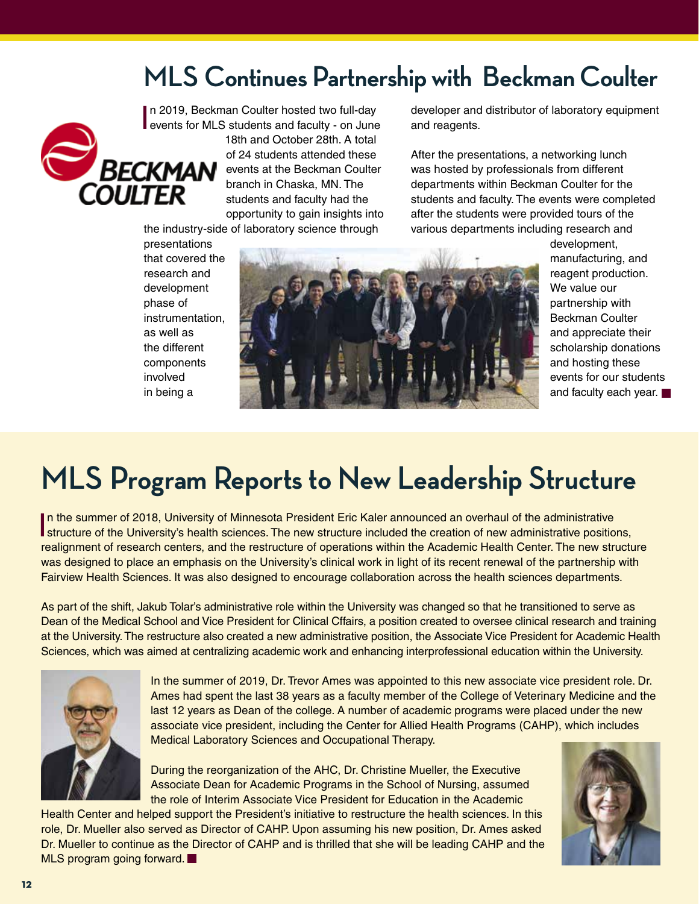# MLS Continues Partnership with Beckman Coulter

In 2019, Beckman Coulter hosted two full-day events for MLS students and faculty - on June 18th and October 28th. A total of 24 students attended these events at the Beckman Coulter branch in Chaska, MN. The students and faculty had the opportunity to gain insights into the industry-side of laboratory science through presentations that covered the research and development phase of instrumentation, as well as the different components involved in being a developer and distributor of laboratory equipment and reagents.

After the presentations, a networking lunch was hosted by professionals from different departments within Beckman Coulter for the students and faculty. The events were completed after the students were provided tours of the various departments including research and development, manufacturing, and reagent production. We value our partnership with Beckman Coulter and appreciate their scholarship donations and hosting these events for our students and faculty each year.

# MLS Program Reports to New Leadership Structure

In the summer of 2018, University of Minnesota President Eric Kaler announced an overhaul of the administrative structure of the University's health sciences. The new structure included the creation of new administrative positions, realignment of research centers, and the restructure of operations within the Academic Health Center. The new structure was designed to place an emphasis on the University's clinical work in light of its recent renewal of the partnership with Fairview Health Sciences. It was also designed to encourage collaboration across the health sciences departments.

As part of the shift, Jakub Tolar's administrative role within the University was changed so that he transitioned to serve as Dean of the Medical School and Vice President for Clinical Cffairs, a position created to oversee clinical research and training at the University. The restructure also created a new administrative position, the Associate Vice President for Academic Health Sciences, which was aimed at centralizing academic work and enhancing interprofessional education within the University.

In the summer of 2019, Dr. Trevor Ames was appointed to this new associate vice president role. Dr. Ames had spent the last 38 years as a faculty member of the College of Veterinary Medicine and the last 12 years as Dean of the college. A number of academic programs were placed under the new associate vice president, including the Center for Allied Health Programs (CAHP), which includes Medical Laboratory Sciences and Occupational Therapy.

During the reorganization of the AHC, Dr. Christine Mueller, the Executive Associate Dean for Academic Programs in the School of Nursing, assumed the role of Interim Associate Vice President for Education in the Academic Health Center and helped support the President's initiative to restructure the health sciences. In this role, Dr. Mueller also served as Director of CAHP. Upon assuming his new position, Dr. Ames asked Dr. Mueller to continue as the Director of CAHP and is thrilled that she will be leading CAHP and the MLS program going forward.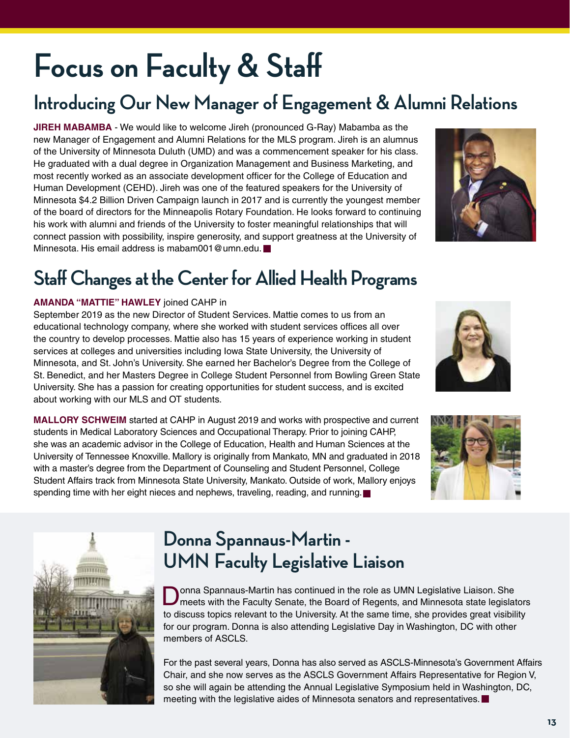# Focus on Faculty & Staff

## Introducing Our New Manager of Engagement & Alumni Relations

**JIREH MABAMBA** - We would like to welcome Jireh (pronounced G-Ray) Mabamba as the new Manager of Engagement and Alumni Relations for the MLS program. Jireh is an alumnus of the University of Minnesota Duluth (UMD) and was a commencement speaker for his class. He graduated with a dual degree in Organization Management and Business Marketing, and most recently worked as an associate development officer for the College of Education and Human Development (CEHD). Jireh was one of the featured speakers for the University of Minnesota $4.2 Billion Driven Campaign launch in 2017 and is currently the youngest member of the board of directors for the Minneapolis Rotary Foundation. He looks forward to continuing his work with alumni and friends of the University to foster meaningful relationships that will connect passion with possibility, inspire generosity, and support greatness at the University of Minnesota. His email address is mabam001@umn.edu.

## Staff Changes at the Center for Allied Health Programs

**AMANDA "MATTIE" HAWLEY** joined CAHP in September 2019 as the new Director of Student Services. Mattie comes to us from an educational technology company, where she worked with student services offices all over the country to develop processes. Mattie also has 15 years of experience working in student services at colleges and universities including Iowa State University, the University of Minnesota, and St. John's University. She earned her Bachelor's Degree from the College of St. Benedict, and her Masters Degree in College Student Personnel from Bowling Green State University. She has a passion for creating opportunities for student success, and is excited about working with our MLS and OT students.

**MALLORY SCHWEIM** started at CAHP in August 2019 and works with prospective and current students in Medical Laboratory Sciences and Occupational Therapy. Prior to joining CAHP, she was an academic advisor in the College of Education, Health and Human Sciences at the University of Tennessee Knoxville. Mallory is originally from Mankato, MN and graduated in 2018 with a master's degree from the Department of Counseling and Student Personnel, College Student Affairs track from Minnesota State University, Mankato. Outside of work, Mallory enjoys spending time with her eight nieces and nephews, traveling, reading, and running.

## Donna Spannaus-Martin - UMN Faculty Legislative Liaison

Donna Spannaus-Martin has continued in the role as UMN Legislative Liaison. She meets with the Faculty Senate, the Board of Regents, and Minnesota state legislators to discuss topics relevant to the University. At the same time, she provides great visibility for our program. Donna is also attending Legislative Day in Washington, DC with other members of ASCLS.

For the past several years, Donna has also served as ASCLS-Minnesota's Government Affairs Chair, and she now serves as the ASCLS Government Affairs Representative for Region V, so she will again be attending the Annual Legislative Symposium held in Washington, DC, meeting with the legislative aides of Minnesota senators and representatives.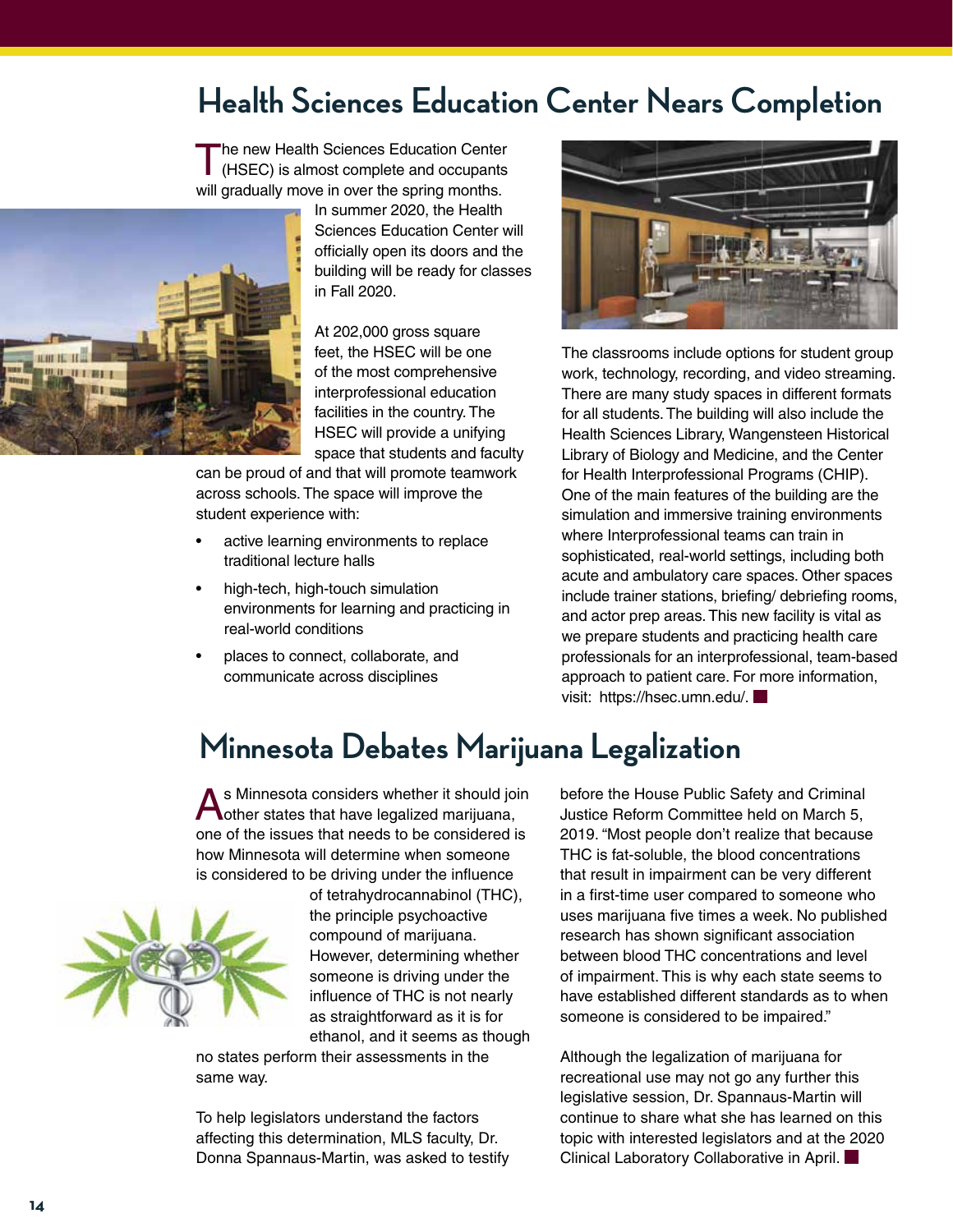## Health Sciences Education Center Nears Completion

The new Health Sciences Education Center (HSEC) is almost complete and occupants will gradually move in over the spring months. In summer 2020, the Health Sciences Education Center will officially open its doors and the building will be ready for classes in Fall 2020.

At 202,000 gross square feet, the HSEC will be one of the most comprehensive interprofessional education facilities in the country. The HSEC will provide a unifying space that students and faculty can be proud of and that will promote teamwork across schools. The space will improve the student experience with:

- active learning environments to replace traditional lecture halls
- high-tech, high-touch simulation environments for learning and practicing in real-world conditions
- places to connect, collaborate, and communicate across disciplines

The classrooms include options for student group work, technology, recording, and video streaming. There are many study spaces in different formats for all students. The building will also include the Health Sciences Library, Wangensteen Historical Library of Biology and Medicine, and the Center for Health Interprofessional Programs (CHIP). One of the main features of the building are the simulation and immersive training environments where Interprofessional teams can train in sophisticated, real-world settings, including both acute and ambulatory care spaces. Other spaces include trainer stations, briefing/ debriefing rooms, and actor prep areas. This new facility is vital as we prepare students and practicing health care professionals for an interprofessional, team-based approach to patient care. For more information, visit: https://hsec.umn.edu/.

## Minnesota Debates Marijuana Legalization

As Minnesota considers whether it should join other states that have legalized marijuana, one of the issues that needs to be considered is how Minnesota will determine when someone is considered to be driving under the influence of tetrahydrocannabinol (THC), the principle psychoactive compound of marijuana. However, determining whether someone is driving under the influence of THC is not nearly as straightforward as it is for ethanol, and it seems as though no states perform their assessments in the same way.

To help legislators understand the factors affecting this determination, MLS faculty, Dr. Donna Spannaus-Martin, was asked to testify before the House Public Safety and Criminal Justice Reform Committee held on March 5, 2019. "Most people don't realize that because THC is fat-soluble, the blood concentrations that result in impairment can be very different in a first-time user compared to someone who uses marijuana five times a week. No published research has shown significant association between blood THC concentrations and level of impairment. This is why each state seems to have established different standards as to when someone is considered to be impaired."

Although the legalization of marijuana for recreational use may not go any further this legislative session, Dr. Spannaus-Martin will continue to share what she has learned on this topic with interested legislators and at the 2020 Clinical Laboratory Collaborative in April.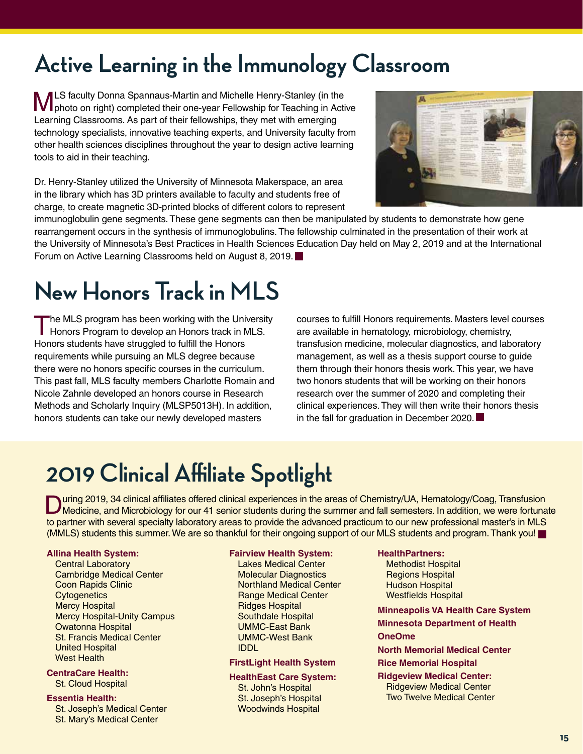# Active Learning in the Immunology Classroom

MLS faculty Donna Spannaus-Martin and Michelle Henry-Stanley (in the photo on right) completed their one-year Fellowship for Teaching in Active Learning Classrooms. As part of their fellowships, they met with emerging technology specialists, innovative teaching experts, and University faculty from other health sciences disciplines throughout the year to design active learning tools to aid in their teaching.

Dr. Henry-Stanley utilized the University of Minnesota Makerspace, an area in the library which has 3D printers available to faculty and students free of charge, to create magnetic 3D-printed blocks of different colors to represent immunoglobulin gene segments. These gene segments can then be manipulated by students to demonstrate how gene rearrangement occurs in the synthesis of immunoglobulins. The fellowship culminated in the presentation of their work at the University of Minnesota's Best Practices in Health Sciences Education Day held on May 2, 2019 and at the International Forum on Active Learning Classrooms held on August 8, 2019.

# New Honors Track in MLS

The MLS program has been working with the University Honors Program to develop an Honors track in MLS. Honors students have struggled to fulfill the Honors requirements while pursuing an MLS degree because there were no honors specific courses in the curriculum. This past fall, MLS faculty members Charlotte Romain and Nicole Zahnle developed an honors course in Research Methods and Scholarly Inquiry (MLSP5013H). In addition, honors students can take our newly developed masters courses to fulfill Honors requirements. Masters level courses are available in hematology, microbiology, chemistry, transfusion medicine, molecular diagnostics, and laboratory management, as well as a thesis support course to guide them through their honors thesis work. This year, we have two honors students that will be working on their honors research over the summer of 2020 and completing their clinical experiences. They will then write their honors thesis in the fall for graduation in December 2020.

# 2019 Clinical Affiliate Spotlight

During 2019, 34 clinical affiliates offered clinical experiences in the areas of Chemistry/UA, Hematology/Coag, Transfusion Medicine, and Microbiology for our 41 senior students during the summer and fall semesters. In addition, we were fortunate to partner with several specialty laboratory areas to provide the advanced practicum to our new professional master's in MLS (MMLS) students this summer. We are so thankful for their ongoing support of our MLS students and program. Thank you!

**Allina Health System:**
- Central Laboratory
- Cambridge Medical Center
- Coon Rapids Clinic
- Cytogenetics
- Mercy Hospital
- Mercy Hospital-Unity Campus
- Owatonna Hospital
- St. Francis Medical Center
- United Hospital
- West Health

**CentraCare Health:**
- St. Cloud Hospital

**Essentia Health:**
- St. Joseph's Medical Center
- St. Mary's Medical Center

**Fairview Health System:**
- Lakes Medical Center
- Molecular Diagnostics
- Northland Medical Center
- Range Medical Center
- Ridges Hospital
- Southdale Hospital
- UMMC-East Bank
- UMMC-West Bank
- IDDL

**FirstLight Health System**

**HealthEast Care System:**
- St. John's Hospital
- St. Joseph's Hospital
- Woodwinds Hospital

**HealthPartners:**
- Methodist Hospital
- Regions Hospital
- Hudson Hospital
- Westfields Hospital

**Minneapolis VA Health Care System**

**Minnesota Department of Health**

**OneOme**

**North Memorial Medical Center**

**Rice Memorial Hospital**

**Ridgeview Medical Center:**
- Ridgeview Medical Center
- Two Twelve Medical Center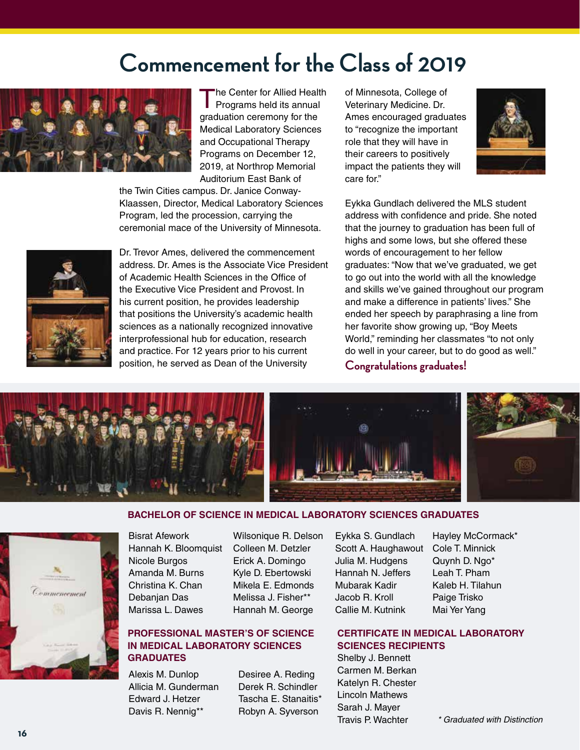# Commencement for the Class of 2019

The Center for Allied Health Programs held its annual graduation ceremony for the Medical Laboratory Sciences and Occupational Therapy Programs on December 12, 2019, at Northrop Memorial Auditorium East Bank of the Twin Cities campus. Dr. Janice Conway-Klaassen, Director, Medical Laboratory Sciences Program, led the procession, carrying the ceremonial mace of the University of Minnesota.

Dr. Trevor Ames, delivered the commencement address. Dr. Ames is the Associate Vice President of Academic Health Sciences in the Office of the Executive Vice President and Provost. In his current position, he provides leadership that positions the University's academic health sciences as a nationally recognized innovative interprofessional hub for education, research and practice. For 12 years prior to his current position, he served as Dean of the University of Minnesota, College of Veterinary Medicine. Dr. Ames encouraged graduates to "recognize the important role that they will have in their careers to positively impact the patients they will care for."

Eykka Gundlach delivered the MLS student address with confidence and pride. She noted that the journey to graduation has been full of highs and some lows, but she offered these words of encouragement to her fellow graduates: "Now that we've graduated, we get to go out into the world with all the knowledge and skills we've gained throughout our program and make a difference in patients' lives." She ended her speech by paraphrasing a line from her favorite show growing up, "Boy Meets World," reminding her classmates "to not only do well in your career, but to do good as well."

**Congratulations graduates!**

### BACHELOR OF SCIENCE IN MEDICAL LABORATORY SCIENCES GRADUATES

Bisrat Afework
Hannah K. Bloomquist
Nicole Burgos
Amanda M. Burns
Christina K. Chan
Debanjan Das
Marissa L. Dawes
Wilsonique R. Delson
Colleen M. Detzler
Erick A. Domingo
Kyle D. Ebertowski
Mikela E. Edmonds
Melissa J. Fisher**
Hannah M. George
Eykka S. Gundlach
Scott A. Haughawout
Julia M. Hudgens
Hannah N. Jeffers
Mubarak Kadir
Jacob R. Kroll
Callie M. Kutnink
Hayley McCormack*
Cole T. Minnick
Quynh D. Ngo*
Leah T. Pham
Kaleb H. Tilahun
Paige Trisko
Mai Yer Yang

### PROFESSIONAL MASTER'S OF SCIENCE IN MEDICAL LABORATORY SCIENCES GRADUATES

Alexis M. Dunlop
Allicia M. Gunderman
Edward J. Hetzer
Davis R. Nennig**
Desiree A. Reding
Derek R. Schindler
Tascha E. Stanaitis*
Robyn A. Syverson

### CERTIFICATE IN MEDICAL LABORATORY SCIENCES RECIPIENTS

Shelby J. Bennett
Carmen M. Berkan
Katelyn R. Chester
Lincoln Mathews
Sarah J. Mayer
Travis P. Wachter

*\* Graduated with Distinction*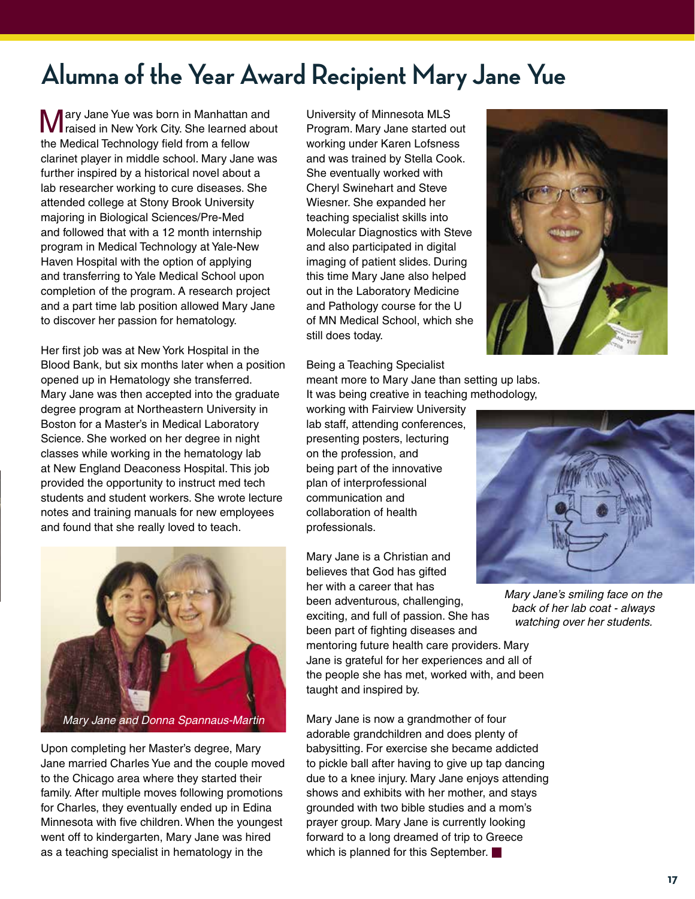# Alumna of the Year Award Recipient Mary Jane Yue

Mary Jane Yue was born in Manhattan and raised in New York City. She learned about the Medical Technology field from a fellow clarinet player in middle school. Mary Jane was further inspired by a historical novel about a lab researcher working to cure diseases. She attended college at Stony Brook University majoring in Biological Sciences/Pre-Med and followed that with a 12 month internship program in Medical Technology at Yale-New Haven Hospital with the option of applying and transferring to Yale Medical School upon completion of the program. A research project and a part time lab position allowed Mary Jane to discover her passion for hematology.

Her first job was at New York Hospital in the Blood Bank, but six months later when a position opened up in Hematology she transferred. Mary Jane was then accepted into the graduate degree program at Northeastern University in Boston for a Master's in Medical Laboratory Science. She worked on her degree in night classes while working in the hematology lab at New England Deaconess Hospital. This job provided the opportunity to instruct med tech students and student workers. She wrote lecture notes and training manuals for new employees and found that she really loved to teach.

*Mary Jane and Donna Spannaus-Martin*

Upon completing her Master's degree, Mary Jane married Charles Yue and the couple moved to the Chicago area where they started their family. After multiple moves following promotions for Charles, they eventually ended up in Edina Minnesota with five children. When the youngest went off to kindergarten, Mary Jane was hired as a teaching specialist in hematology in the University of Minnesota MLS Program. Mary Jane started out working under Karen Lofsness and was trained by Stella Cook. She eventually worked with Cheryl Swinehart and Steve Wiesner. She expanded her teaching specialist skills into Molecular Diagnostics with Steve and also participated in digital imaging of patient slides. During this time Mary Jane also helped out in the Laboratory Medicine and Pathology course for the U of MN Medical School, which she still does today.

Being a Teaching Specialist meant more to Mary Jane than setting up labs. It was being creative in teaching methodology, working with Fairview University lab staff, attending conferences, presenting posters, lecturing on the profession, and being part of the innovative plan of interprofessional communication and collaboration of health professionals.

Mary Jane is a Christian and believes that God has gifted her with a career that has been adventurous, challenging, exciting, and full of passion. She has been part of fighting diseases and mentoring future health care providers. Mary Jane is grateful for her experiences and all of the people she has met, worked with, and been taught and inspired by.

*Mary Jane's smiling face on the back of her lab coat - always watching over her students.*

Mary Jane is now a grandmother of four adorable grandchildren and does plenty of babysitting. For exercise she became addicted to pickle ball after having to give up tap dancing due to a knee injury. Mary Jane enjoys attending shows and exhibits with her mother, and stays grounded with two bible studies and a mom's prayer group. Mary Jane is currently looking forward to a long dreamed of trip to Greece which is planned for this September.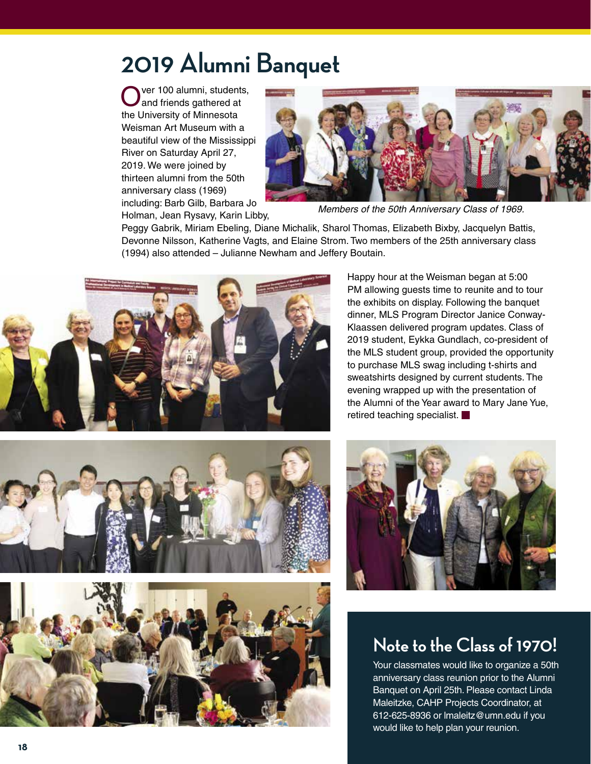# 2019 Alumni Banquet

Over 100 alumni, students, and friends gathered at the University of Minnesota Weisman Art Museum with a beautiful view of the Mississippi River on Saturday April 27, 2019. We were joined by thirteen alumni from the 50th anniversary class (1969) including: Barb Gilb, Barbara Jo Holman, Jean Rysavy, Karin Libby, Peggy Gabrik, Miriam Ebeling, Diane Michalik, Sharol Thomas, Elizabeth Bixby, Jacquelyn Battis, Devonne Nilsson, Katherine Vagts, and Elaine Strom. Two members of the 25th anniversary class (1994) also attended – Julianne Newham and Jeffery Boutain.

*Members of the 50th Anniversary Class of 1969.*

Happy hour at the Weisman began at 5:00 PM allowing guests time to reunite and to tour the exhibits on display. Following the banquet dinner, MLS Program Director Janice Conway-Klaassen delivered program updates. Class of 2019 student, Eykka Gundlach, co-president of the MLS student group, provided the opportunity to purchase MLS swag including t-shirts and sweatshirts designed by current students. The evening wrapped up with the presentation of the Alumni of the Year award to Mary Jane Yue, retired teaching specialist. ■

## Note to the Class of 1970!

Your classmates would like to organize a 50th anniversary class reunion prior to the Alumni Banquet on April 25th. Please contact Linda Maleitzke, CAHP Projects Coordinator, at 612-625-8936 or lmaleitz@umn.edu if you would like to help plan your reunion.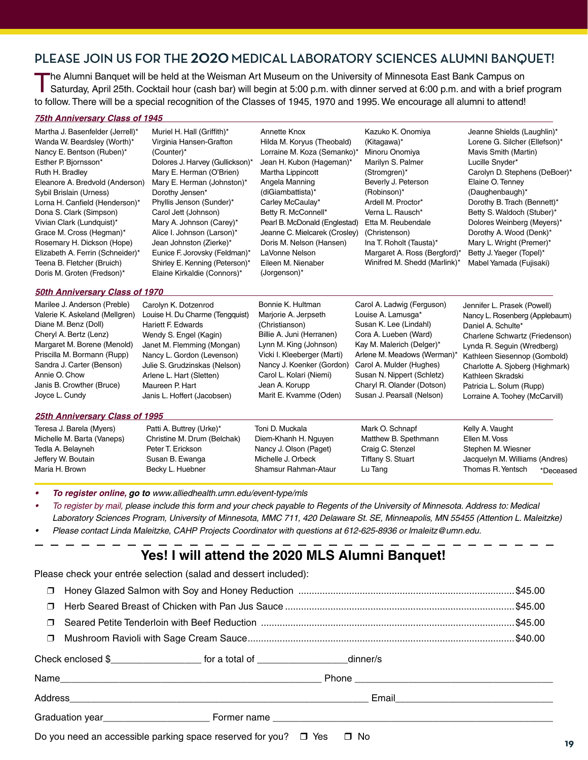## PLEASE JOIN US FOR THE 2020 MEDICAL LABORATORY SCIENCES ALUMNI BANQUET!

The Alumni Banquet will be held at the Weisman Art Museum on the University of Minnesota East Bank Campus on Saturday, April 25th. Cocktail hour (cash bar) will begin at 5:00 p.m. with dinner served at 6:00 p.m. and with a brief program to follow. There will be a special recognition of the Classes of 1945, 1970 and 1995. We encourage all alumni to attend!

### 75th Anniversary Class of 1945

Martha J. Basenfelder (Jerrell)*
Wanda W. Beardsley (Worth)*
Nancy E. Bentson (Ruben)*
Esther P. Bjornsson*
Ruth H. Bradley
Eleanore A. Bredvold (Anderson)
Sybil Brislain (Urness)
Lorna H. Canfield (Henderson)*
Dona S. Clark (Simpson)
Vivian Clark (Lundquist)*
Grace M. Cross (Hegman)*
Rosemary H. Dickson (Hope)
Elizabeth A. Ferrin (Schneider)*
Teena B. Fletcher (Bruich)
Doris M. Groten (Fredson)*
Muriel H. Hall (Griffith)*
Virginia Hansen-Grafton (Counter)*
Dolores J. Harvey (Gullickson)*
Mary E. Herman (O'Brien)
Mary E. Herman (Johnston)*
Dorothy Jensen*
Phyllis Jenson (Sunder)*
Carol Jett (Johnson)
Mary A. Johnson (Carey)*
Alice I. Johnson (Larson)*
Jean Johnston (Zierke)*
Eunice F. Jorovsky (Feldman)*
Shirley E. Kenning (Peterson)*
Elaine Kirkaldie (Connors)*
Annette Knox
Hilda M. Koryus (Theobald)
Lorraine M. Koza (Semanko)*
Jean H. Kubon (Hageman)*
Martha Lippincott
Angela Manning (diGiambattista)*
Carley McCaulay*
Betty R. McConnell*
Pearl B. McDonald (Englestad)
Jeanne C. Mielcarek (Crosley)
Doris M. Nelson (Hansen)
LaVonne Nelson
Eileen M. Nienaber (Jorgenson)*
Kazuko K. Onomiya (Kitagawa)*
Minoru Onomiya
Marilyn S. Palmer (Stromgren)*
Beverly J. Peterson (Robinson)*
Ardell M. Proctor*
Verna L. Rausch*
Etta M. Reubendale (Christenson)
Ina T. Roholt (Tausta)*
Margaret A. Ross (Bergford)*
Winifred M. Shedd (Marlink)*
Jeanne Shields (Laughlin)*
Lorene G. Silcher (Ellefson)*
Mavis Smith (Martin)
Lucille Snyder*
Carolyn D. Stephens (DeBoer)*
Elaine O. Tenney (Daughenbaugh)*
Dorothy B. Trach (Bennett)*
Betty S. Waldoch (Stuber)*
Dolores Weinberg (Meyers)*
Dorothy A. Wood (Denk)*
Mary L. Wright (Premer)*
Betty J. Yaeger (Topel)*
Mabel Yamada (Fujisaki)

### 50th Anniversary Class of 1970

Marilee J. Anderson (Preble)
Valerie K. Askeland (Mellgren)
Diane M. Benz (Doll)
Cheryl A. Bertz (Lenz)
Margaret M. Borene (Menold)
Priscilla M. Bormann (Rupp)
Sandra J. Carter (Benson)
Annie O. Chow
Janis B. Crowther (Bruce)
Joyce L. Cundy
Carolyn K. Dotzenrod
Louise H. Du Charme (Tengquist)
Hariett F. Edwards
Wendy S. Engel (Kagin)
Janet M. Flemming (Mongan)
Nancy L. Gordon (Levenson)
Julie S. Grudzinskas (Nelson)
Arlene L. Hart (Sletten)
Maureen P. Hart
Janis L. Hoffert (Jacobsen)
Bonnie K. Hultman
Marjorie A. Jerpseth (Christianson)
Billie A. Juni (Herranen)
Lynn M. King (Johnson)
Vicki I. Kleeberger (Marti)
Nancy J. Koenker (Gordon)
Carol L. Kolari (Niemi)
Jean A. Korupp
Marit E. Kvamme (Oden)
Carol A. Ladwig (Ferguson)
Louise A. Lamusga*
Susan K. Lee (Lindahl)
Cora A. Lueben (Ward)
Kay M. Malerich (Delger)*
Arlene M. Meadows (Werman)*
Carol A. Mulder (Hughes)
Susan N. Nippert (Schletz)
Charyl R. Olander (Dotson)
Susan J. Pearsall (Nelson)
Jennifer L. Prasek (Powell)
Nancy L. Rosenberg (Applebaum)
Daniel A. Schulte*
Charlene Schwartz (Friedenson)
Lynda R. Seguin (Wredberg)
Kathleen Siesennop (Gombold)
Charlotte A. Sjoberg (Highmark)
Kathleen Skradski
Patricia L. Solum (Rupp)
Lorraine A. Toohey (McCarvill)

### 25th Anniversary Class of 1995

Teresa J. Barela (Myers)
Michelle M. Barta (Vaneps)
Tedla A. Belayneh
Jeffery W. Boutain
Maria H. Brown
Patti A. Buttrey (Urke)*
Christine M. Drum (Belchak)
Peter T. Erickson
Susan B. Ewanga
Becky L. Huebner
Toni D. Muckala
Diem-Khanh H. Nguyen
Nancy J. Olson (Paget)
Michelle J. Orbeck
Shamsur Rahman-Ataur
Mark O. Schnapf
Matthew B. Spethmann
Craig C. Stenzel
Tiffany S. Stuart
Lu Tang
Kelly A. Vaught
Ellen M. Voss
Stephen M. Wiesner
Jacquelyn M. Williams (Andres)
Thomas R. Yentsch

*Deceased

- ***To register online, go to** www.alliedhealth.umn.edu/event-type/mls*
- *To register by mail, please include this form and your check payable to Regents of the University of Minnesota. Address to: Medical Laboratory Sciences Program, University of Minnesota, MMC 711, 420 Delaware St. SE, Minneapolis, MN 55455 (Attention L. Maleitzke)*
- *Please contact Linda Maleitzke, CAHP Projects Coordinator with questions at 612-625-8936 or lmaleitz@umn.edu.*

---

## Yes! I will attend the 2020 MLS Alumni Banquet!

Please check your entrée selection (salad and dessert included):

- ❐ Honey Glazed Salmon with Soy and Honey Reduction ........ $45.00
- ❐ Herb Seared Breast of Chicken with Pan Jus Sauce ........ $45.00
- ❐ Seared Petite Tenderloin with Beef Reduction ........ $45.00
- ❐ Mushroom Ravioli with Sage Cream Sauce ........ $40.00

Check enclosed $_________________ for a total of _________________dinner/s

Name_______________________________________________ Phone ____________________________________

Address______________________________________________________ Email____________________________

Graduation year____________________ Former name ____________________________________________________

Do you need an accessible parking space reserved for you? ❐ Yes ❐ No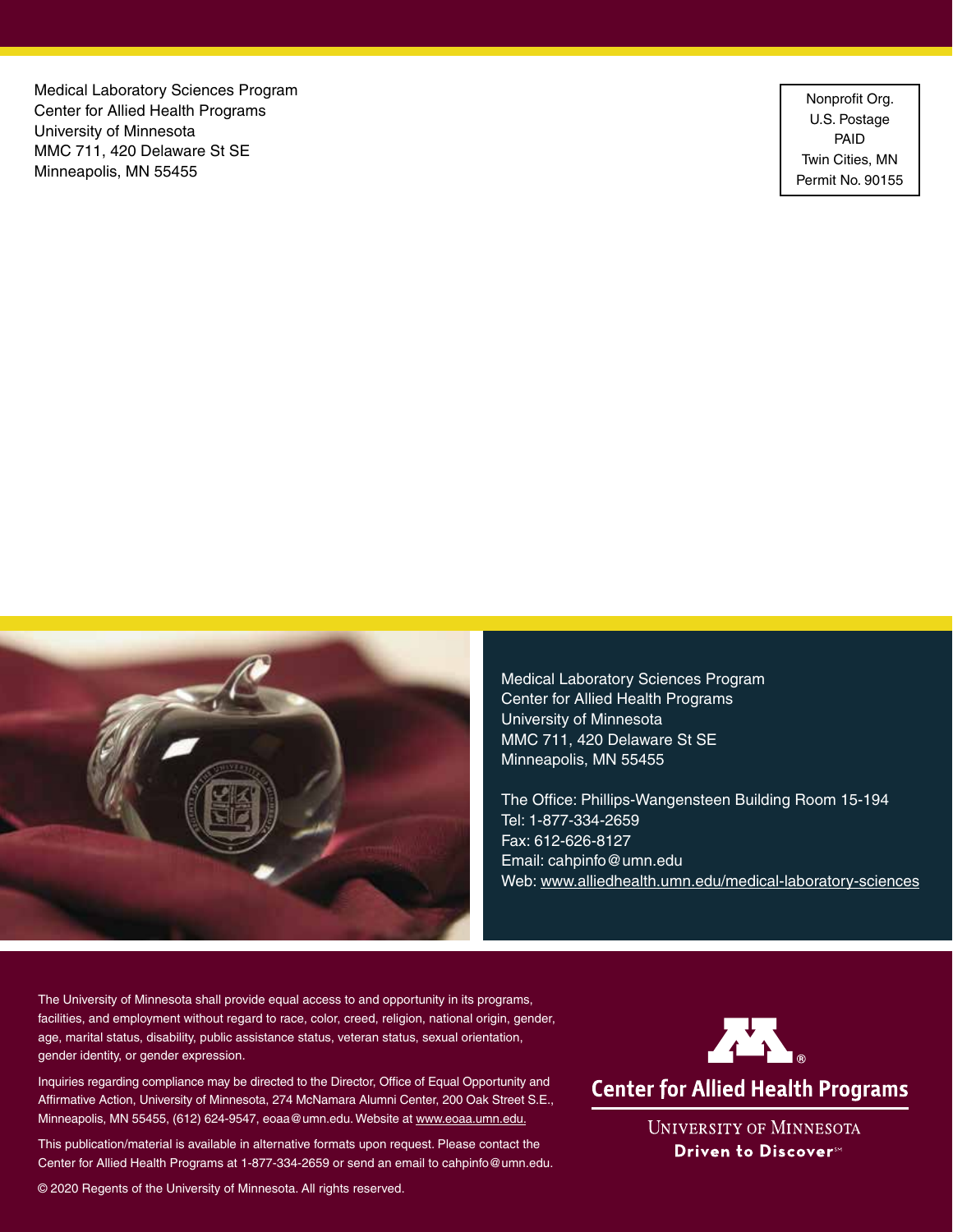Medical Laboratory Sciences Program
Center for Allied Health Programs
University of Minnesota
MMC 711, 420 Delaware St SE
Minneapolis, MN 55455

Nonprofit Org.
U.S. Postage
PAID
Twin Cities, MN
Permit No. 90155

Medical Laboratory Sciences Program
Center for Allied Health Programs
University of Minnesota
MMC 711, 420 Delaware St SE
Minneapolis, MN 55455

The Office: Phillips-Wangensteen Building Room 15-194
Tel: 1-877-334-2659
Fax: 612-626-8127
Email: cahpinfo@umn.edu
Web: www.alliedhealth.umn.edu/medical-laboratory-sciences

The University of Minnesota shall provide equal access to and opportunity in its programs, facilities, and employment without regard to race, color, creed, religion, national origin, gender, age, marital status, disability, public assistance status, veteran status, sexual orientation, gender identity, or gender expression.

Inquiries regarding compliance may be directed to the Director, Office of Equal Opportunity and Affirmative Action, University of Minnesota, 274 McNamara Alumni Center, 200 Oak Street S.E., Minneapolis, MN 55455, (612) 624-9547, eoaa@umn.edu. Website at www.eoaa.umn.edu.

This publication/material is available in alternative formats upon request. Please contact the Center for Allied Health Programs at 1-877-334-2659 or send an email to cahpinfo@umn.edu.

© 2020 Regents of the University of Minnesota. All rights reserved.

Center for Allied Health Programs

University of Minnesota
Driven to Discover℠